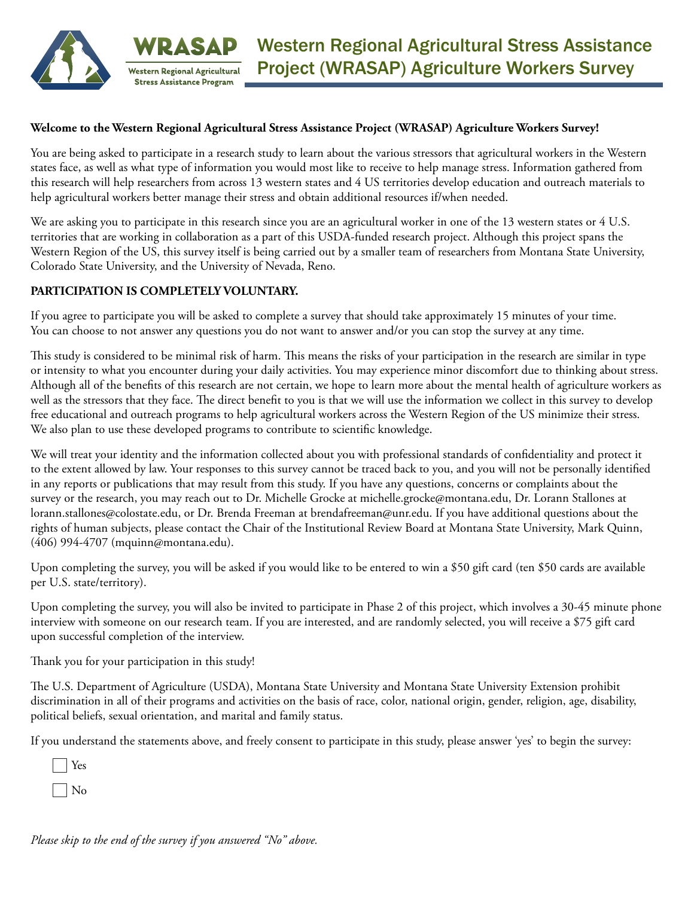# Western Regional Agricultural Stress Assistance Project (WRASAP) Agriculture Workers Survey

**Welcome to the Western Regional Agricultural Stress Assistance Project (WRASAP) Agriculture Workers Survey!**

You are being asked to participate in a research study to learn about the various stressors that agricultural workers in the Western states face, as well as what type of information you would most like to receive to help manage stress. Information gathered from this research will help researchers from across 13 western states and 4 US territories develop education and outreach materials to help agricultural workers better manage their stress and obtain additional resources if/when needed.

We are asking you to participate in this research since you are an agricultural worker in one of the 13 western states or 4 U.S. territories that are working in collaboration as a part of this USDA-funded research project. Although this project spans the Western Region of the US, this survey itself is being carried out by a smaller team of researchers from Montana State University, Colorado State University, and the University of Nevada, Reno.

**PARTICIPATION IS COMPLETELY VOLUNTARY.**

If you agree to participate you will be asked to complete a survey that should take approximately 15 minutes of your time. You can choose to not answer any questions you do not want to answer and/or you can stop the survey at any time.

This study is considered to be minimal risk of harm. This means the risks of your participation in the research are similar in type or intensity to what you encounter during your daily activities. You may experience minor discomfort due to thinking about stress. Although all of the benefits of this research are not certain, we hope to learn more about the mental health of agriculture workers as well as the stressors that they face. The direct benefit to you is that we will use the information we collect in this survey to develop free educational and outreach programs to help agricultural workers across the Western Region of the US minimize their stress. We also plan to use these developed programs to contribute to scientific knowledge.

We will treat your identity and the information collected about you with professional standards of confidentiality and protect it to the extent allowed by law. Your responses to this survey cannot be traced back to you, and you will not be personally identified in any reports or publications that may result from this study. If you have any questions, concerns or complaints about the survey or the research, you may reach out to Dr. Michelle Grocke at michelle.grocke@montana.edu, Dr. Lorann Stallones at lorann.stallones@colostate.edu, or Dr. Brenda Freeman at brendafreeman@unr.edu. If you have additional questions about the rights of human subjects, please contact the Chair of the Institutional Review Board at Montana State University, Mark Quinn, (406) 994-4707 (mquinn@montana.edu).

Upon completing the survey, you will be asked if you would like to be entered to win a $50 gift card (ten $50 cards are available per U.S. state/territory).

Upon completing the survey, you will also be invited to participate in Phase 2 of this project, which involves a 30-45 minute phone interview with someone on our research team. If you are interested, and are randomly selected, you will receive a $75 gift card upon successful completion of the interview.

Thank you for your participation in this study!

The U.S. Department of Agriculture (USDA), Montana State University and Montana State University Extension prohibit discrimination in all of their programs and activities on the basis of race, color, national origin, gender, religion, age, disability, political beliefs, sexual orientation, and marital and family status.

If you understand the statements above, and freely consent to participate in this study, please answer 'yes' to begin the survey:

☐ Yes

☐ No

*Please skip to the end of the survey if you answered "No" above.*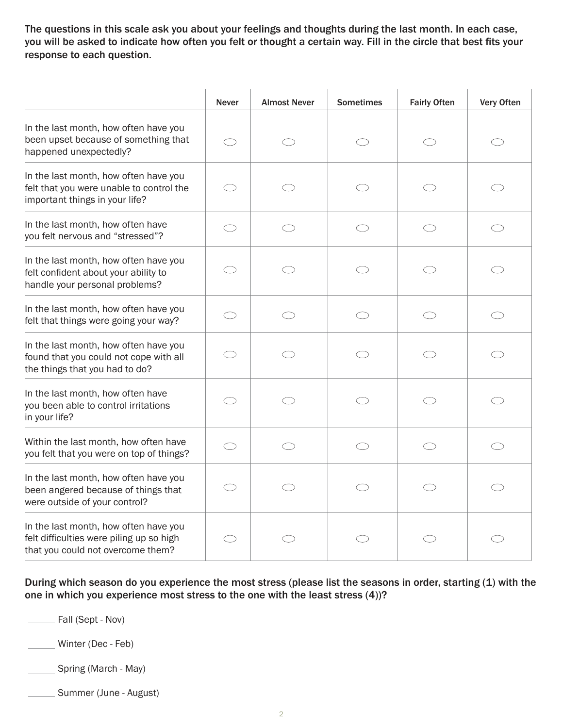The questions in this scale ask you about your feelings and thoughts during the last month. In each case, you will be asked to indicate how often you felt or thought a certain way. Fill in the circle that best fits your response to each question.

| | Never | Almost Never | Sometimes | Fairly Often | Very Often |
|---|---|---|---|---|---|
| In the last month, how often have you been upset because of something that happened unexpectedly? | ⬭ | ⬭ | ⬭ | ⬭ | ⬭ |
| In the last month, how often have you felt that you were unable to control the important things in your life? | ⬭ | ⬭ | ⬭ | ⬭ | ⬭ |
| In the last month, how often have you felt nervous and “stressed”? | ⬭ | ⬭ | ⬭ | ⬭ | ⬭ |
| In the last month, how often have you felt confident about your ability to handle your personal problems? | ⬭ | ⬭ | ⬭ | ⬭ | ⬭ |
| In the last month, how often have you felt that things were going your way? | ⬭ | ⬭ | ⬭ | ⬭ | ⬭ |
| In the last month, how often have you found that you could not cope with all the things that you had to do? | ⬭ | ⬭ | ⬭ | ⬭ | ⬭ |
| In the last month, how often have you been able to control irritations in your life? | ⬭ | ⬭ | ⬭ | ⬭ | ⬭ |
| Within the last month, how often have you felt that you were on top of things? | ⬭ | ⬭ | ⬭ | ⬭ | ⬭ |
| In the last month, how often have you been angered because of things that were outside of your control? | ⬭ | ⬭ | ⬭ | ⬭ | ⬭ |
| In the last month, how often have you felt difficulties were piling up so high that you could not overcome them? | ⬭ | ⬭ | ⬭ | ⬭ | ⬭ |

**During which season do you experience the most stress (please list the seasons in order, starting (1) with the one in which you experience most stress to the one with the least stress (4))?**

\_\_\_\_\_\_ Fall (Sept - Nov)

\_\_\_\_\_\_ Winter (Dec - Feb)

\_\_\_\_\_\_ Spring (March - May)

\_\_\_\_\_\_ Summer (June - August)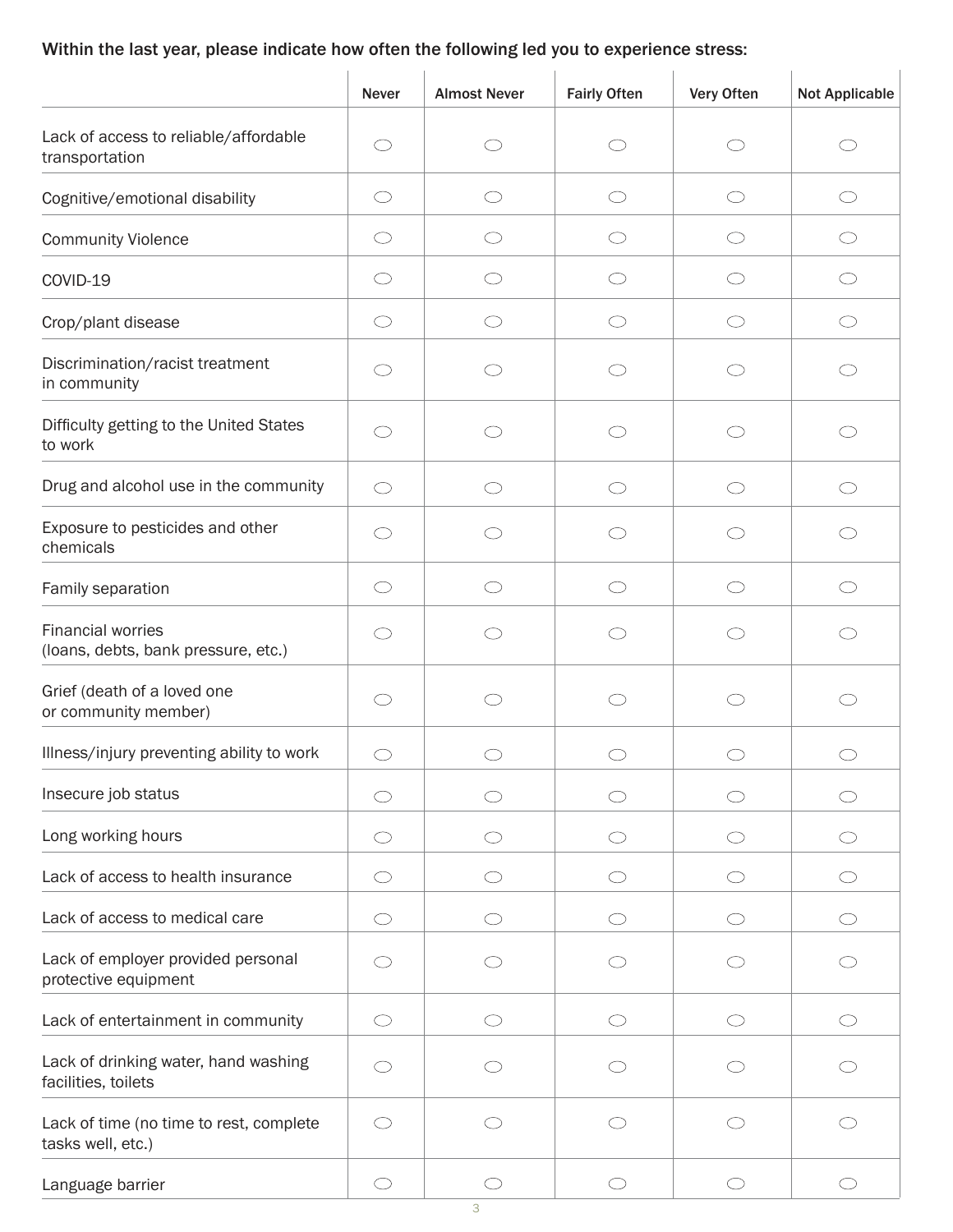Within the last year, please indicate how often the following led you to experience stress:

| | Never | Almost Never | Fairly Often | Very Often | Not Applicable |
|---|---|---|---|---|---|
| Lack of access to reliable/affordable transportation | ◯ | ◯ | ◯ | ◯ | ◯ |
| Cognitive/emotional disability | ◯ | ◯ | ◯ | ◯ | ◯ |
| Community Violence | ◯ | ◯ | ◯ | ◯ | ◯ |
| COVID-19 | ◯ | ◯ | ◯ | ◯ | ◯ |
| Crop/plant disease | ◯ | ◯ | ◯ | ◯ | ◯ |
| Discrimination/racist treatment in community | ◯ | ◯ | ◯ | ◯ | ◯ |
| Difficulty getting to the United States to work | ◯ | ◯ | ◯ | ◯ | ◯ |
| Drug and alcohol use in the community | ◯ | ◯ | ◯ | ◯ | ◯ |
| Exposure to pesticides and other chemicals | ◯ | ◯ | ◯ | ◯ | ◯ |
| Family separation | ◯ | ◯ | ◯ | ◯ | ◯ |
| Financial worries (loans, debts, bank pressure, etc.) | ◯ | ◯ | ◯ | ◯ | ◯ |
| Grief (death of a loved one or community member) | ◯ | ◯ | ◯ | ◯ | ◯ |
| Illness/injury preventing ability to work | ◯ | ◯ | ◯ | ◯ | ◯ |
| Insecure job status | ◯ | ◯ | ◯ | ◯ | ◯ |
| Long working hours | ◯ | ◯ | ◯ | ◯ | ◯ |
| Lack of access to health insurance | ◯ | ◯ | ◯ | ◯ | ◯ |
| Lack of access to medical care | ◯ | ◯ | ◯ | ◯ | ◯ |
| Lack of employer provided personal protective equipment | ◯ | ◯ | ◯ | ◯ | ◯ |
| Lack of entertainment in community | ◯ | ◯ | ◯ | ◯ | ◯ |
| Lack of drinking water, hand washing facilities, toilets | ◯ | ◯ | ◯ | ◯ | ◯ |
| Lack of time (no time to rest, complete tasks well, etc.) | ◯ | ◯ | ◯ | ◯ | ◯ |
| Language barrier | ◯ | ◯ | ◯ | ◯ | ◯ |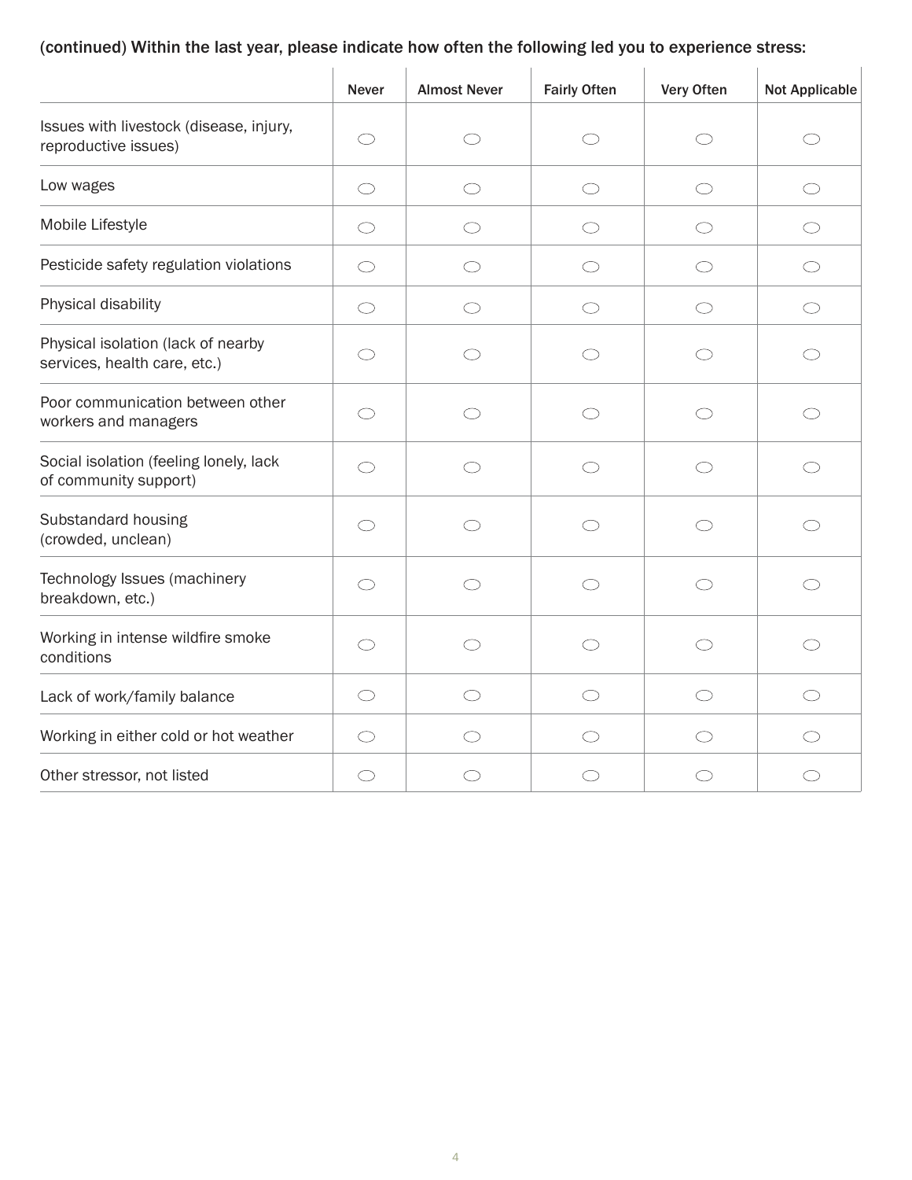(continued) Within the last year, please indicate how often the following led you to experience stress:

| | Never | Almost Never | Fairly Often | Very Often | Not Applicable |
|---|---|---|---|---|---|
| Issues with livestock (disease, injury, reproductive issues) | ◯ | ◯ | ◯ | ◯ | ◯ |
| Low wages | ◯ | ◯ | ◯ | ◯ | ◯ |
| Mobile Lifestyle | ◯ | ◯ | ◯ | ◯ | ◯ |
| Pesticide safety regulation violations | ◯ | ◯ | ◯ | ◯ | ◯ |
| Physical disability | ◯ | ◯ | ◯ | ◯ | ◯ |
| Physical isolation (lack of nearby services, health care, etc.) | ◯ | ◯ | ◯ | ◯ | ◯ |
| Poor communication between other workers and managers | ◯ | ◯ | ◯ | ◯ | ◯ |
| Social isolation (feeling lonely, lack of community support) | ◯ | ◯ | ◯ | ◯ | ◯ |
| Substandard housing (crowded, unclean) | ◯ | ◯ | ◯ | ◯ | ◯ |
| Technology Issues (machinery breakdown, etc.) | ◯ | ◯ | ◯ | ◯ | ◯ |
| Working in intense wildfire smoke conditions | ◯ | ◯ | ◯ | ◯ | ◯ |
| Lack of work/family balance | ◯ | ◯ | ◯ | ◯ | ◯ |
| Working in either cold or hot weather | ◯ | ◯ | ◯ | ◯ | ◯ |
| Other stressor, not listed | ◯ | ◯ | ◯ | ◯ | ◯ |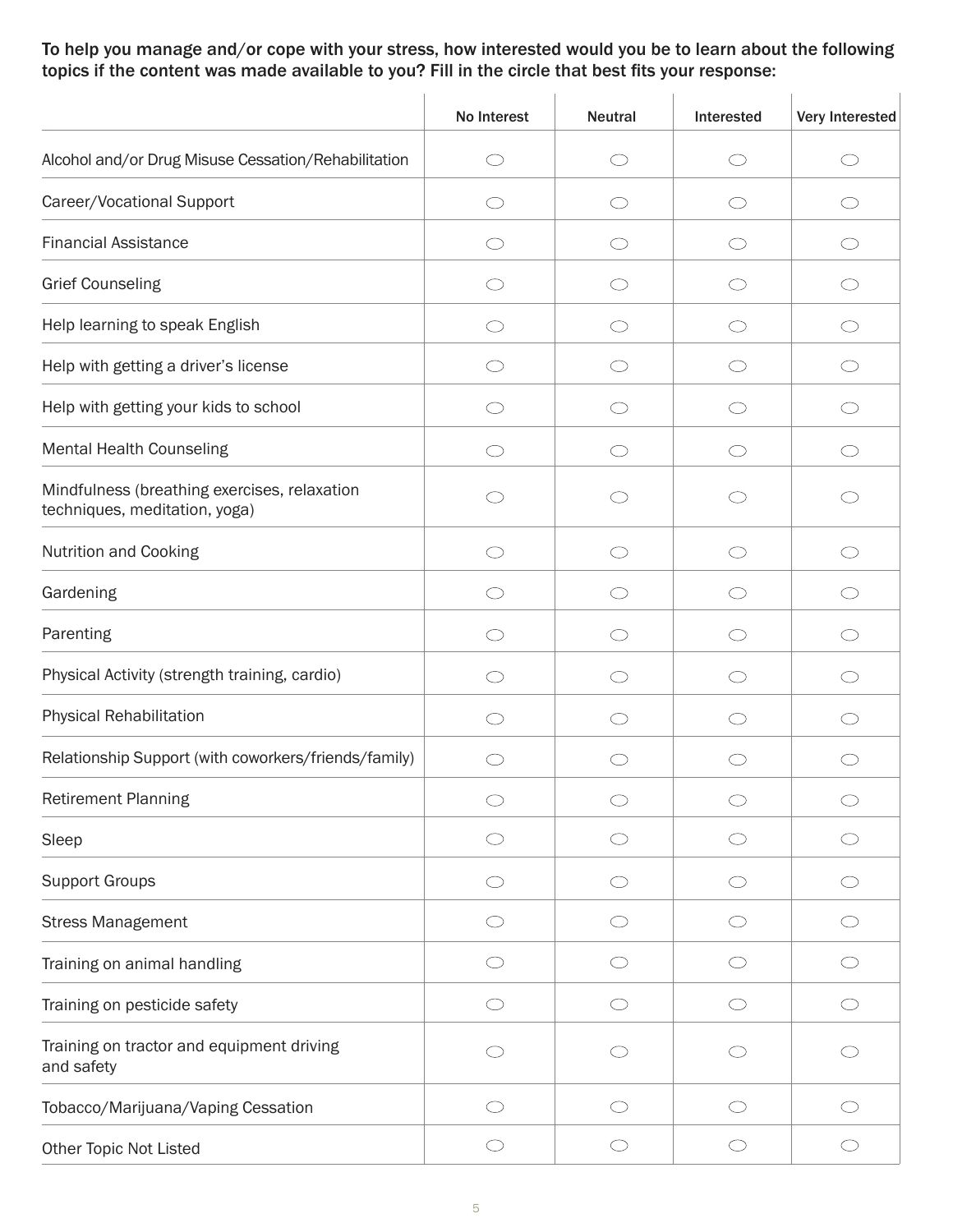To help you manage and/or cope with your stress, how interested would you be to learn about the following topics if the content was made available to you? Fill in the circle that best fits your response:

| | No Interest | Neutral | Interested | Very Interested |
|---|---|---|---|---|
| Alcohol and/or Drug Misuse Cessation/Rehabilitation | ○ | ○ | ○ | ○ |
| Career/Vocational Support | ○ | ○ | ○ | ○ |
| Financial Assistance | ○ | ○ | ○ | ○ |
| Grief Counseling | ○ | ○ | ○ | ○ |
| Help learning to speak English | ○ | ○ | ○ | ○ |
| Help with getting a driver's license | ○ | ○ | ○ | ○ |
| Help with getting your kids to school | ○ | ○ | ○ | ○ |
| Mental Health Counseling | ○ | ○ | ○ | ○ |
| Mindfulness (breathing exercises, relaxation techniques, meditation, yoga) | ○ | ○ | ○ | ○ |
| Nutrition and Cooking | ○ | ○ | ○ | ○ |
| Gardening | ○ | ○ | ○ | ○ |
| Parenting | ○ | ○ | ○ | ○ |
| Physical Activity (strength training, cardio) | ○ | ○ | ○ | ○ |
| Physical Rehabilitation | ○ | ○ | ○ | ○ |
| Relationship Support (with coworkers/friends/family) | ○ | ○ | ○ | ○ |
| Retirement Planning | ○ | ○ | ○ | ○ |
| Sleep | ○ | ○ | ○ | ○ |
| Support Groups | ○ | ○ | ○ | ○ |
| Stress Management | ○ | ○ | ○ | ○ |
| Training on animal handling | ○ | ○ | ○ | ○ |
| Training on pesticide safety | ○ | ○ | ○ | ○ |
| Training on tractor and equipment driving and safety | ○ | ○ | ○ | ○ |
| Tobacco/Marijuana/Vaping Cessation | ○ | ○ | ○ | ○ |
| Other Topic Not Listed | ○ | ○ | ○ | ○ |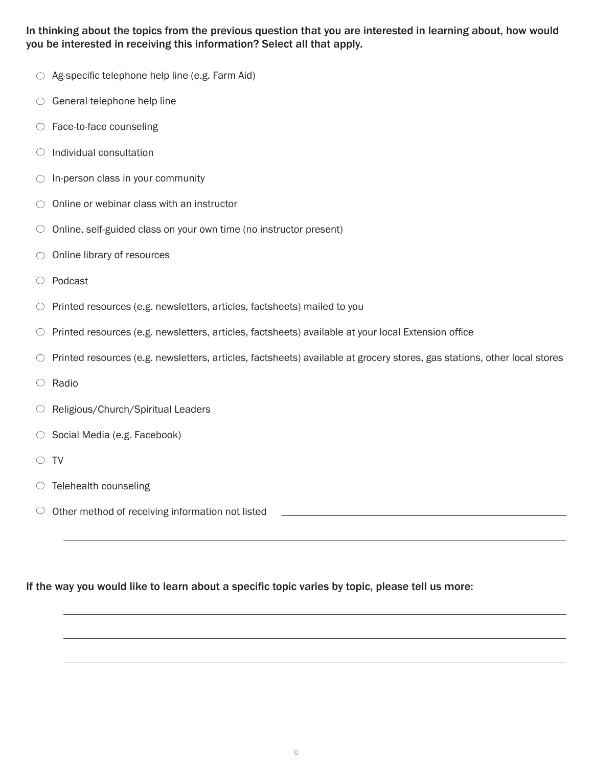In thinking about the topics from the previous question that you are interested in learning about, how would you be interested in receiving this information? Select all that apply.

- ○ Ag-specific telephone help line (e.g. Farm Aid)
- ○ General telephone help line
- ○ Face-to-face counseling
- ○ Individual consultation
- ○ In-person class in your community
- ○ Online or webinar class with an instructor
- ○ Online, self-guided class on your own time (no instructor present)
- ○ Online library of resources
- ○ Podcast
- ○ Printed resources (e.g. newsletters, articles, factsheets) mailed to you
- ○ Printed resources (e.g. newsletters, articles, factsheets) available at your local Extension office
- ○ Printed resources (e.g. newsletters, articles, factsheets) available at grocery stores, gas stations, other local stores
- ○ Radio
- ○ Religious/Church/Spiritual Leaders
- ○ Social Media (e.g. Facebook)
- ○ TV
- ○ Telehealth counseling
- ○ Other method of receiving information not listed ______________________________

______________________________________________________________________

If the way you would like to learn about a specific topic varies by topic, please tell us more:

______________________________________________________________________

______________________________________________________________________

______________________________________________________________________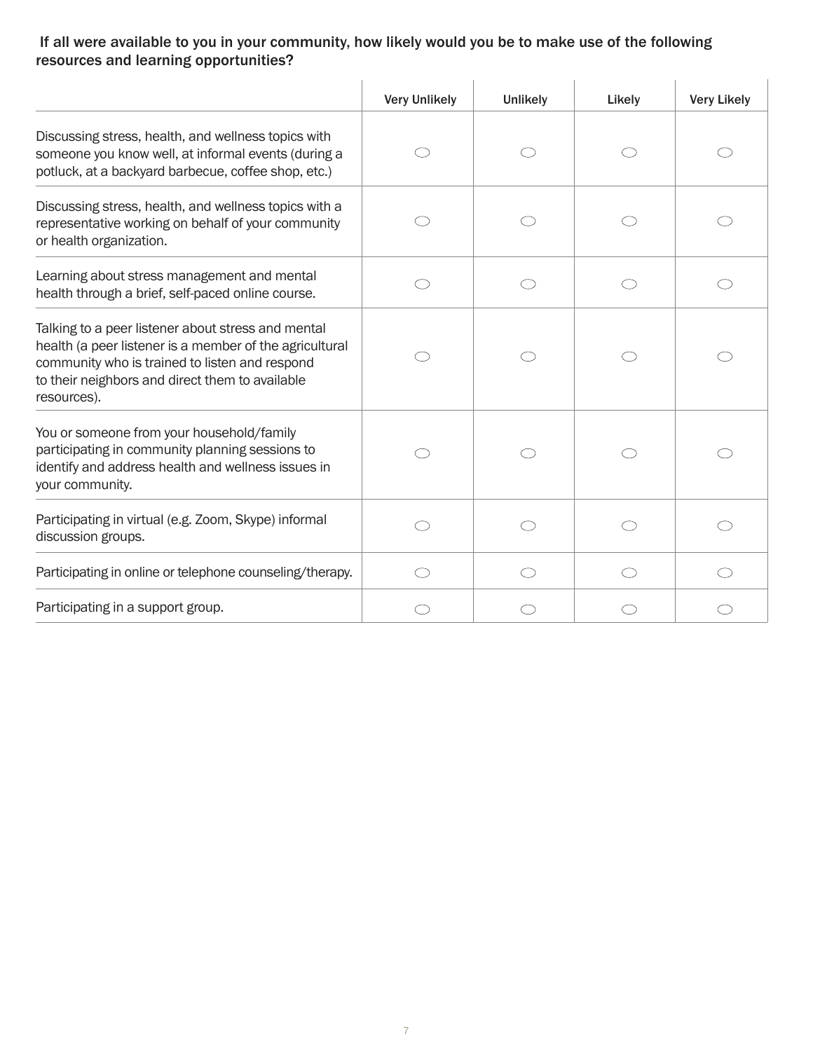**If all were available to you in your community, how likely would you be to make use of the following resources and learning opportunities?**

| | Very Unlikely | Unlikely | Likely | Very Likely |
|---|---|---|---|---|
| Discussing stress, health, and wellness topics with someone you know well, at informal events (during a potluck, at a backyard barbecue, coffee shop, etc.) | ◯ | ◯ | ◯ | ◯ |
| Discussing stress, health, and wellness topics with a representative working on behalf of your community or health organization. | ◯ | ◯ | ◯ | ◯ |
| Learning about stress management and mental health through a brief, self-paced online course. | ◯ | ◯ | ◯ | ◯ |
| Talking to a peer listener about stress and mental health (a peer listener is a member of the agricultural community who is trained to listen and respond to their neighbors and direct them to available resources). | ◯ | ◯ | ◯ | ◯ |
| You or someone from your household/family participating in community planning sessions to identify and address health and wellness issues in your community. | ◯ | ◯ | ◯ | ◯ |
| Participating in virtual (e.g. Zoom, Skype) informal discussion groups. | ◯ | ◯ | ◯ | ◯ |
| Participating in online or telephone counseling/therapy. | ◯ | ◯ | ◯ | ◯ |
| Participating in a support group. | ◯ | ◯ | ◯ | ◯ |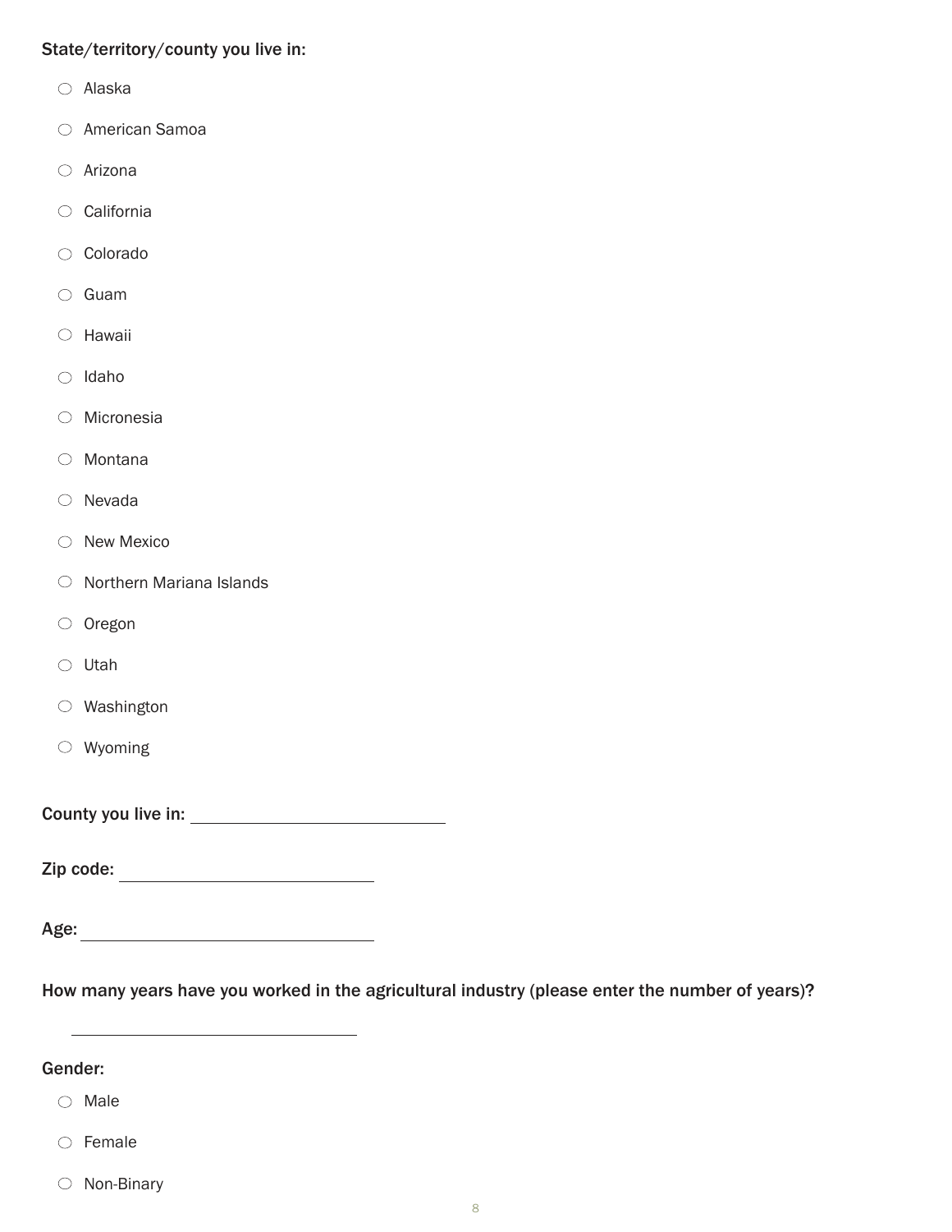**State/territory/county you live in:**

- ○ Alaska
- ○ American Samoa
- ○ Arizona
- ○ California
- ○ Colorado
- ○ Guam
- ○ Hawaii
- ○ Idaho
- ○ Micronesia
- ○ Montana
- ○ Nevada
- ○ New Mexico
- ○ Northern Mariana Islands
- ○ Oregon
- ○ Utah
- ○ Washington
- ○ Wyoming

**County you live in:** ______________________________

**Zip code:** ______________________________

**Age:** ______________________________

**How many years have you worked in the agricultural industry (please enter the number of years)?**

______________________________

**Gender:**

- ○ Male
- ○ Female
- ○ Non-Binary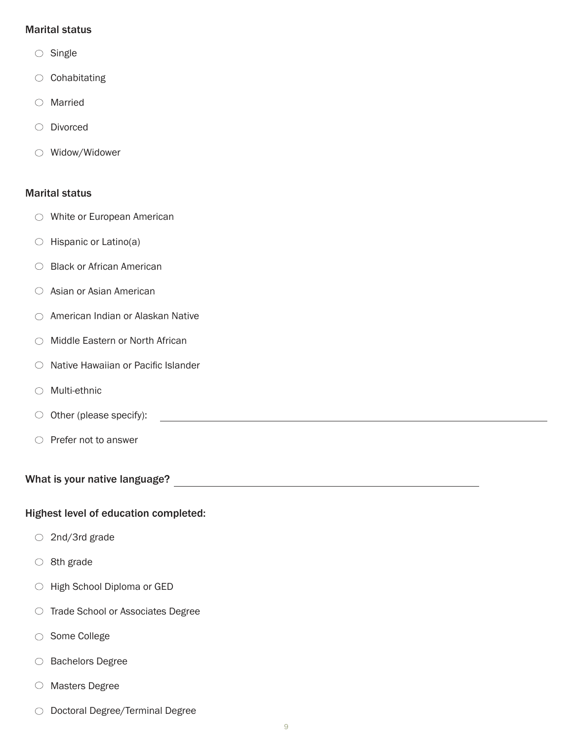**Marital status**

- ○ Single
- ○ Cohabitating
- ○ Married
- ○ Divorced
- ○ Widow/Widower

**Marital status**

- ○ White or European American
- ○ Hispanic or Latino(a)
- ○ Black or African American
- ○ Asian or Asian American
- ○ American Indian or Alaskan Native
- ○ Middle Eastern or North African
- ○ Native Hawaiian or Pacific Islander
- ○ Multi-ethnic
- ○ Other (please specify): ____________________
- ○ Prefer not to answer

**What is your native language?** ____________________

**Highest level of education completed:**

- ○ 2nd/3rd grade
- ○ 8th grade
- ○ High School Diploma or GED
- ○ Trade School or Associates Degree
- ○ Some College
- ○ Bachelors Degree
- ○ Masters Degree
- ○ Doctoral Degree/Terminal Degree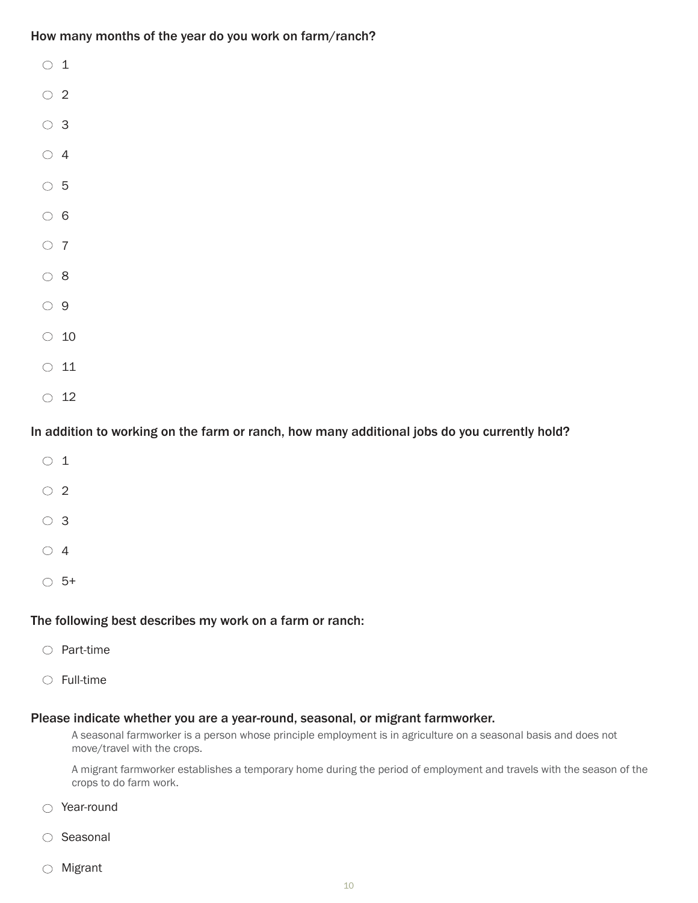How many months of the year do you work on farm/ranch?

- ○ 1
- ○ 2
- ○ 3
- ○ 4
- ○ 5
- ○ 6
- ○ 7
- ○ 8
- ○ 9
- ○ 10
- ○ 11
- ○ 12

In addition to working on the farm or ranch, how many additional jobs do you currently hold?

- ○ 1
- ○ 2
- ○ 3
- ○ 4
- ○ 5+

The following best describes my work on a farm or ranch:

- ○ Part-time
- ○ Full-time

Please indicate whether you are a year-round, seasonal, or migrant farmworker.

A seasonal farmworker is a person whose principle employment is in agriculture on a seasonal basis and does not move/travel with the crops.

A migrant farmworker establishes a temporary home during the period of employment and travels with the season of the crops to do farm work.

- ○ Year-round
- ○ Seasonal
- ○ Migrant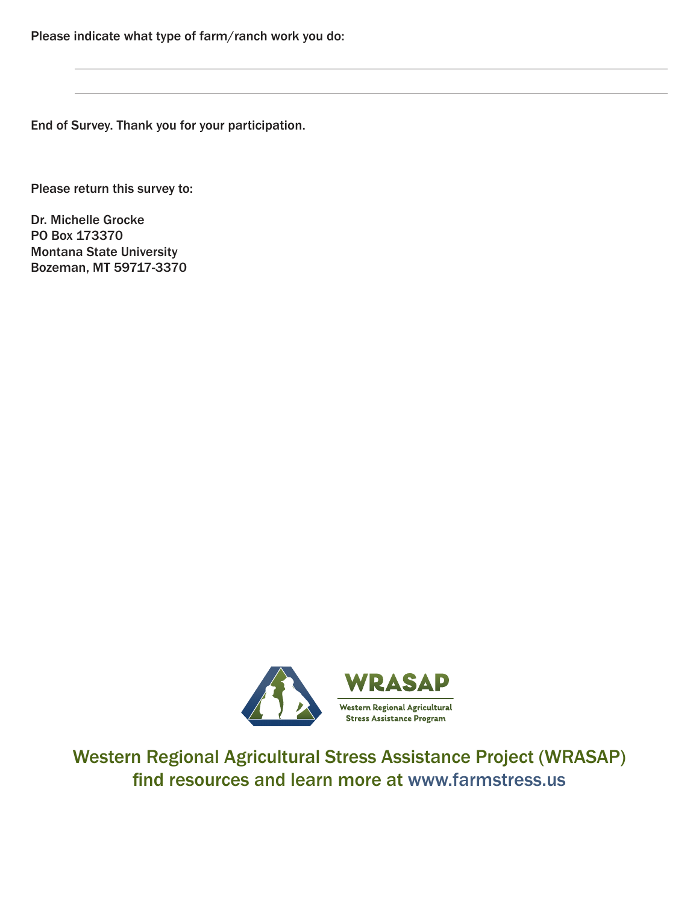Please indicate what type of farm/ranch work you do:

\_\_\_\_\_\_\_\_\_\_\_\_\_\_\_\_\_\_\_\_\_\_\_\_\_\_\_\_\_\_\_\_\_\_\_\_\_\_\_\_\_\_\_\_\_\_\_\_\_\_\_\_\_\_\_\_\_\_\_\_

\_\_\_\_\_\_\_\_\_\_\_\_\_\_\_\_\_\_\_\_\_\_\_\_\_\_\_\_\_\_\_\_\_\_\_\_\_\_\_\_\_\_\_\_\_\_\_\_\_\_\_\_\_\_\_\_\_\_\_\_

End of Survey. Thank you for your participation.

Please return this survey to:

Dr. Michelle Grocke
PO Box 173370
Montana State University
Bozeman, MT 59717-3370

WRASAP
Western Regional Agricultural Stress Assistance Program

Western Regional Agricultural Stress Assistance Project (WRASAP)
find resources and learn more at www.farmstress.us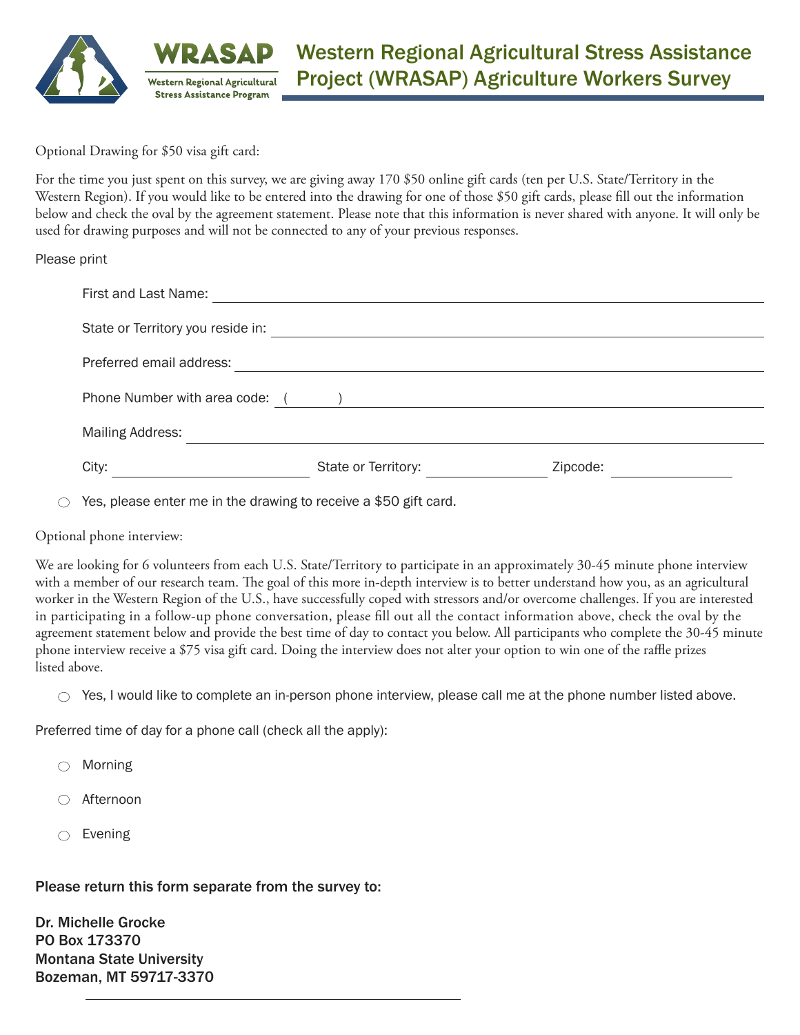# Western Regional Agricultural Stress Assistance Project (WRASAP) Agriculture Workers Survey

WRASAP

Western Regional Agricultural Stress Assistance Program

Optional Drawing for $50 visa gift card:

For the time you just spent on this survey, we are giving away 170 $50 online gift cards (ten per U.S. State/Territory in the Western Region). If you would like to be entered into the drawing for one of those $50 gift cards, please fill out the information below and check the oval by the agreement statement. Please note that this information is never shared with anyone. It will only be used for drawing purposes and will not be connected to any of your previous responses.

Please print

First and Last Name: ______________________________

State or Territory you reside in: ______________________________

Preferred email address: ______________________________

Phone Number with area code: (      ) ______________________________

Mailing Address: ______________________________

City: ______________ State or Territory: ______________ Zipcode: ______________

○ Yes, please enter me in the drawing to receive a $50 gift card.

Optional phone interview:

We are looking for 6 volunteers from each U.S. State/Territory to participate in an approximately 30-45 minute phone interview with a member of our research team. The goal of this more in-depth interview is to better understand how you, as an agricultural worker in the Western Region of the U.S., have successfully coped with stressors and/or overcome challenges. If you are interested in participating in a follow-up phone conversation, please fill out all the contact information above, check the oval by the agreement statement below and provide the best time of day to contact you below. All participants who complete the 30-45 minute phone interview receive a $75 visa gift card. Doing the interview does not alter your option to win one of the raffle prizes listed above.

○ Yes, I would like to complete an in-person phone interview, please call me at the phone number listed above.

Preferred time of day for a phone call (check all the apply):

○ Morning

○ Afternoon

○ Evening

**Please return this form separate from the survey to:**

**Dr. Michelle Grocke**
**PO Box 173370**
**Montana State University**
**Bozeman, MT 59717-3370**